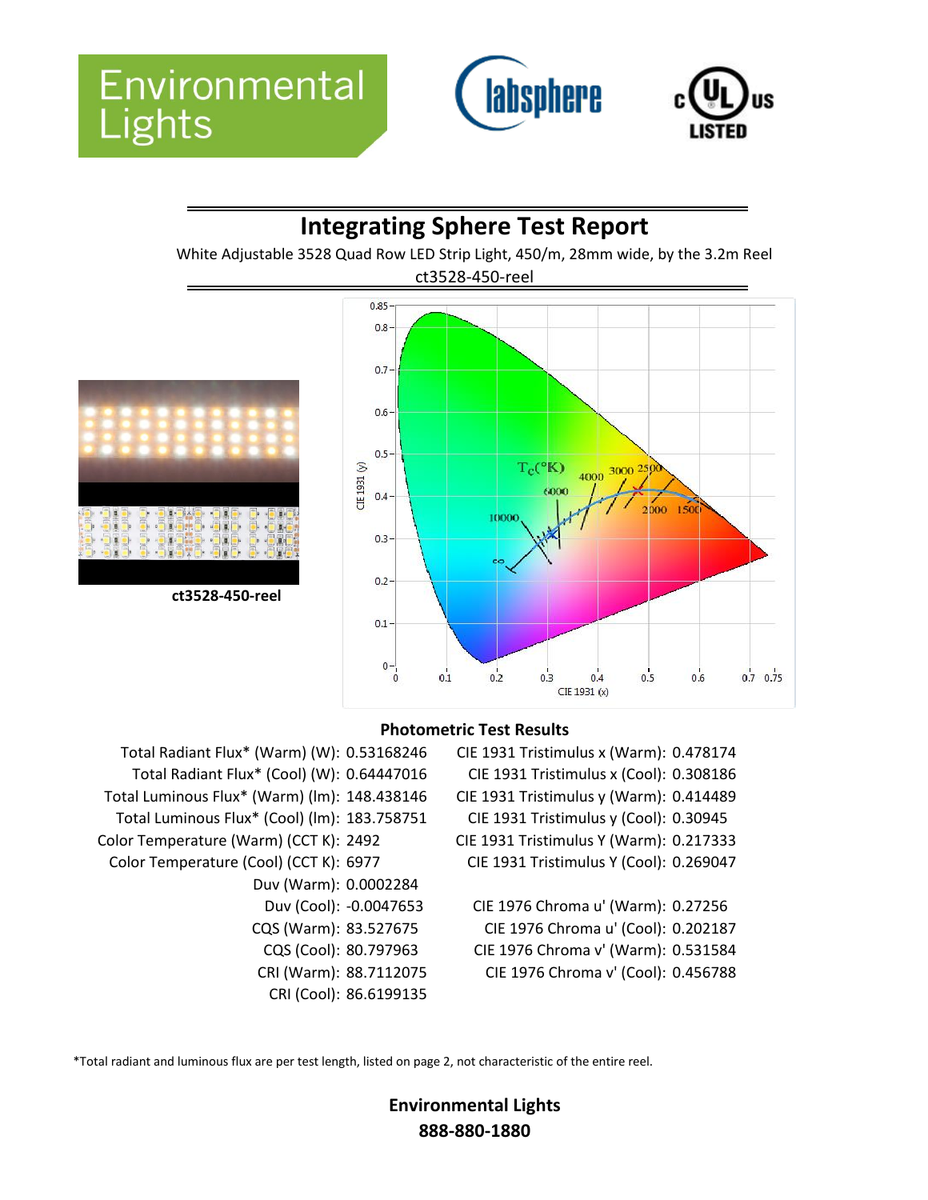Environmental Lights

# Integrating Sphere Test Report

White Adjustable 3528 Quad Row LED Strip Light, 450/m, 28mm wide, by the 3.2m Reel

ct3528-450-reel

**ct3528-450-reel**

## Photometric Test Results

| | |
|---|---|
| Total Radiant Flux* (Warm) (W): | 0.53168246 |
| Total Radiant Flux* (Cool) (W): | 0.64447016 |
| Total Luminous Flux* (Warm) (lm): | 148.438146 |
| Total Luminous Flux* (Cool) (lm): | 183.758751 |
| Color Temperature (Warm) (CCT K): | 2492 |
| Color Temperature (Cool) (CCT K): | 6977 |
| Duv (Warm): | 0.0002284 |
| Duv (Cool): | -0.0047653 |
| CQS (Warm): | 83.527675 |
| CQS (Cool): | 80.797963 |
| CRI (Warm): | 88.7112075 |
| CRI (Cool): | 86.6199135 |

| | |
|---|---|
| CIE 1931 Tristimulus x (Warm): | 0.478174 |
| CIE 1931 Tristimulus x (Cool): | 0.308186 |
| CIE 1931 Tristimulus y (Warm): | 0.414489 |
| CIE 1931 Tristimulus y (Cool): | 0.30945 |
| CIE 1931 Tristimulus Y (Warm): | 0.217333 |
| CIE 1931 Tristimulus Y (Cool): | 0.269047 |
| CIE 1976 Chroma u' (Warm): | 0.27256 |
| CIE 1976 Chroma u' (Cool): | 0.202187 |
| CIE 1976 Chroma v' (Warm): | 0.531584 |
| CIE 1976 Chroma v' (Cool): | 0.456788 |

*Total radiant and luminous flux are per test length, listed on page 2, not characteristic of the entire reel.

**Environmental Lights**
**888-880-1880**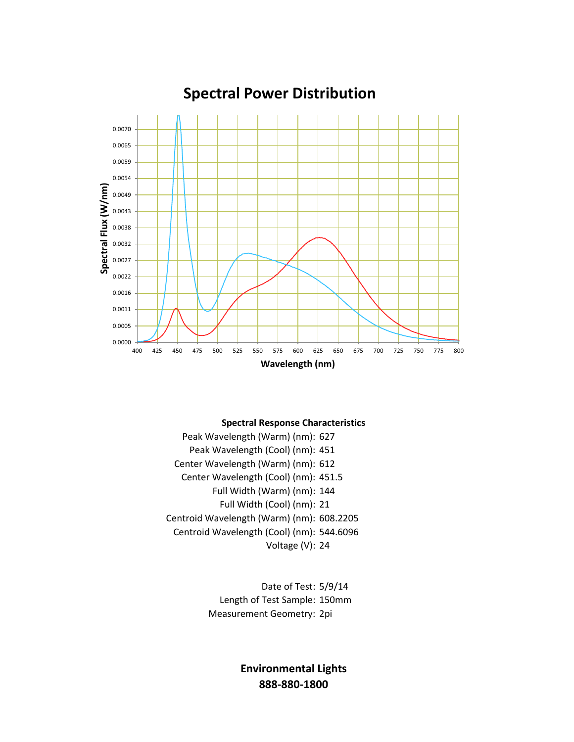## Spectral Power Distribution

**Spectral Response Characteristics**

| | |
|---|---|
| Peak Wavelength (Warm) (nm): | 627 |
| Peak Wavelength (Cool) (nm): | 451 |
| Center Wavelength (Warm) (nm): | 612 |
| Center Wavelength (Cool) (nm): | 451.5 |
| Full Width (Warm) (nm): | 144 |
| Full Width (Cool) (nm): | 21 |
| Centroid Wavelength (Warm) (nm): | 608.2205 |
| Centroid Wavelength (Cool) (nm): | 544.6096 |
| Voltage (V): | 24 |

| | |
|---|---|
| Date of Test: | 5/9/14 |
| Length of Test Sample: | 150mm |
| Measurement Geometry: | 2pi |

**Environmental Lights**
**888-880-1800**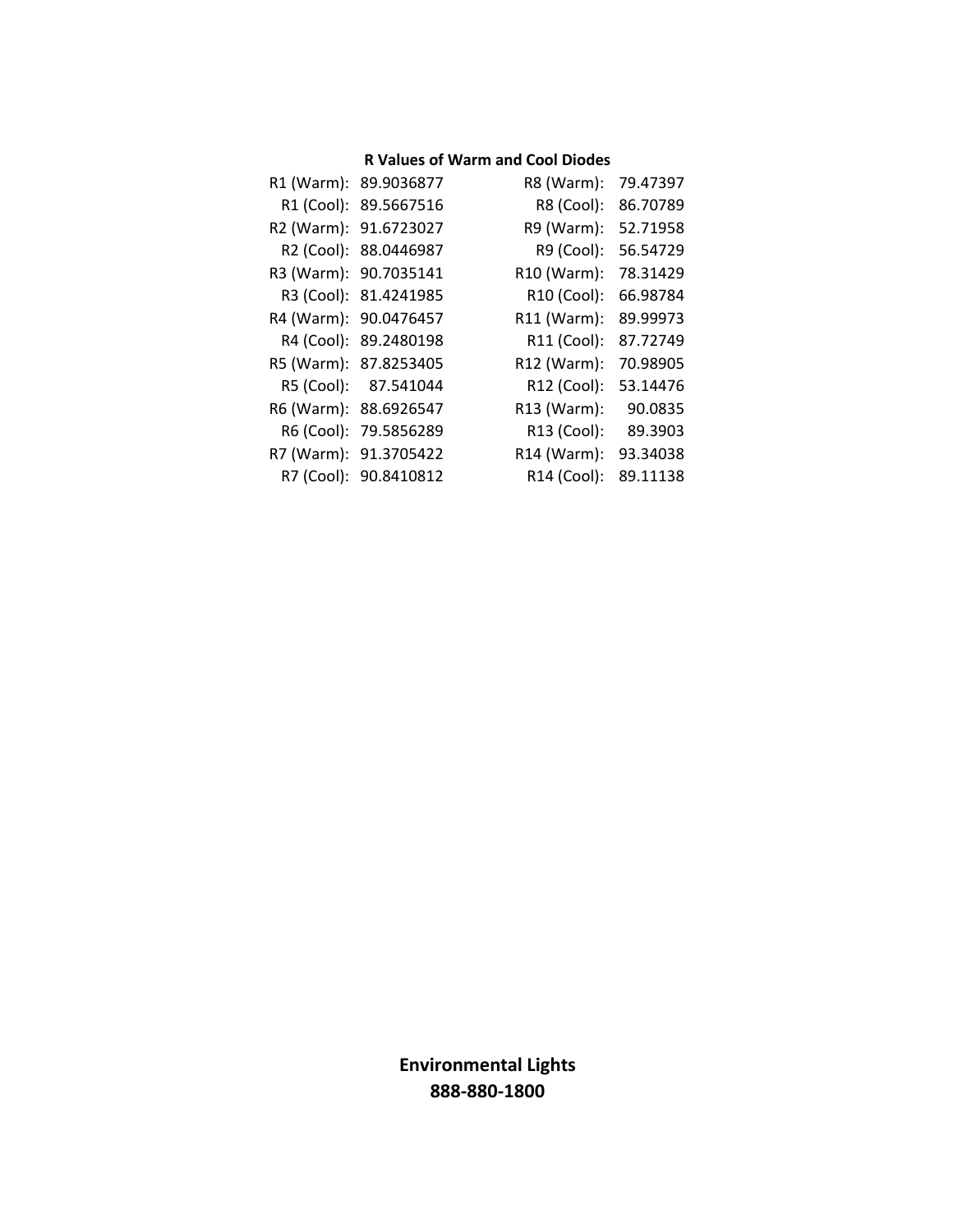**R Values of Warm and Cool Diodes**

| | | | |
|---|---|---|---|
| R1 (Warm): | 89.9036877 | R8 (Warm): | 79.47397 |
| R1 (Cool): | 89.5667516 | R8 (Cool): | 86.70789 |
| R2 (Warm): | 91.6723027 | R9 (Warm): | 52.71958 |
| R2 (Cool): | 88.0446987 | R9 (Cool): | 56.54729 |
| R3 (Warm): | 90.7035141 | R10 (Warm): | 78.31429 |
| R3 (Cool): | 81.4241985 | R10 (Cool): | 66.98784 |
| R4 (Warm): | 90.0476457 | R11 (Warm): | 89.99973 |
| R4 (Cool): | 89.2480198 | R11 (Cool): | 87.72749 |
| R5 (Warm): | 87.8253405 | R12 (Warm): | 70.98905 |
| R5 (Cool): | 87.541044 | R12 (Cool): | 53.14476 |
| R6 (Warm): | 88.6926547 | R13 (Warm): | 90.0835 |
| R6 (Cool): | 79.5856289 | R13 (Cool): | 89.3903 |
| R7 (Warm): | 91.3705422 | R14 (Warm): | 93.34038 |
| R7 (Cool): | 90.8410812 | R14 (Cool): | 89.11138 |

**Environmental Lights**
**888-880-1800**